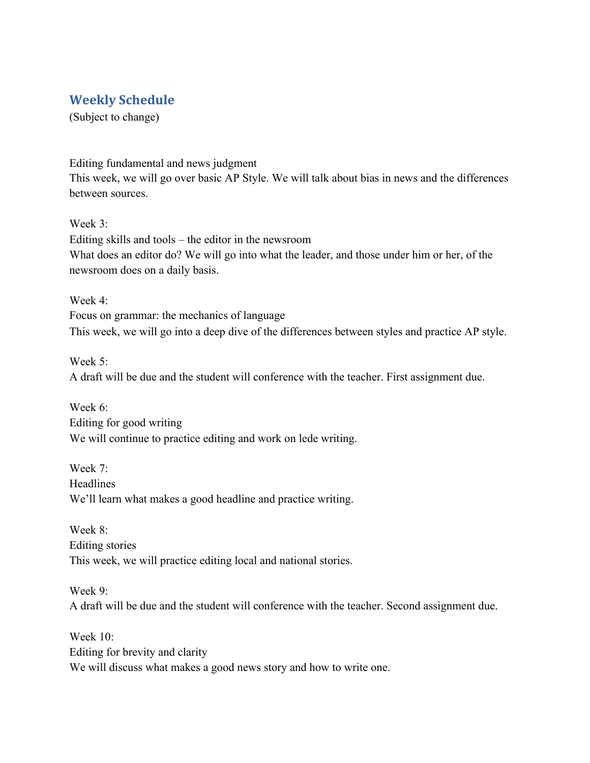## Weekly Schedule

(Subject to change)

Editing fundamental and news judgment
This week, we will go over basic AP Style. We will talk about bias in news and the differences between sources.

Week 3:
Editing skills and tools – the editor in the newsroom
What does an editor do? We will go into what the leader, and those under him or her, of the newsroom does on a daily basis.

Week 4:
Focus on grammar: the mechanics of language
This week, we will go into a deep dive of the differences between styles and practice AP style.

Week 5:
A draft will be due and the student will conference with the teacher. First assignment due.

Week 6:
Editing for good writing
We will continue to practice editing and work on lede writing.

Week 7:
Headlines
We'll learn what makes a good headline and practice writing.

Week 8:
Editing stories
This week, we will practice editing local and national stories.

Week 9:
A draft will be due and the student will conference with the teacher. Second assignment due.

Week 10:
Editing for brevity and clarity
We will discuss what makes a good news story and how to write one.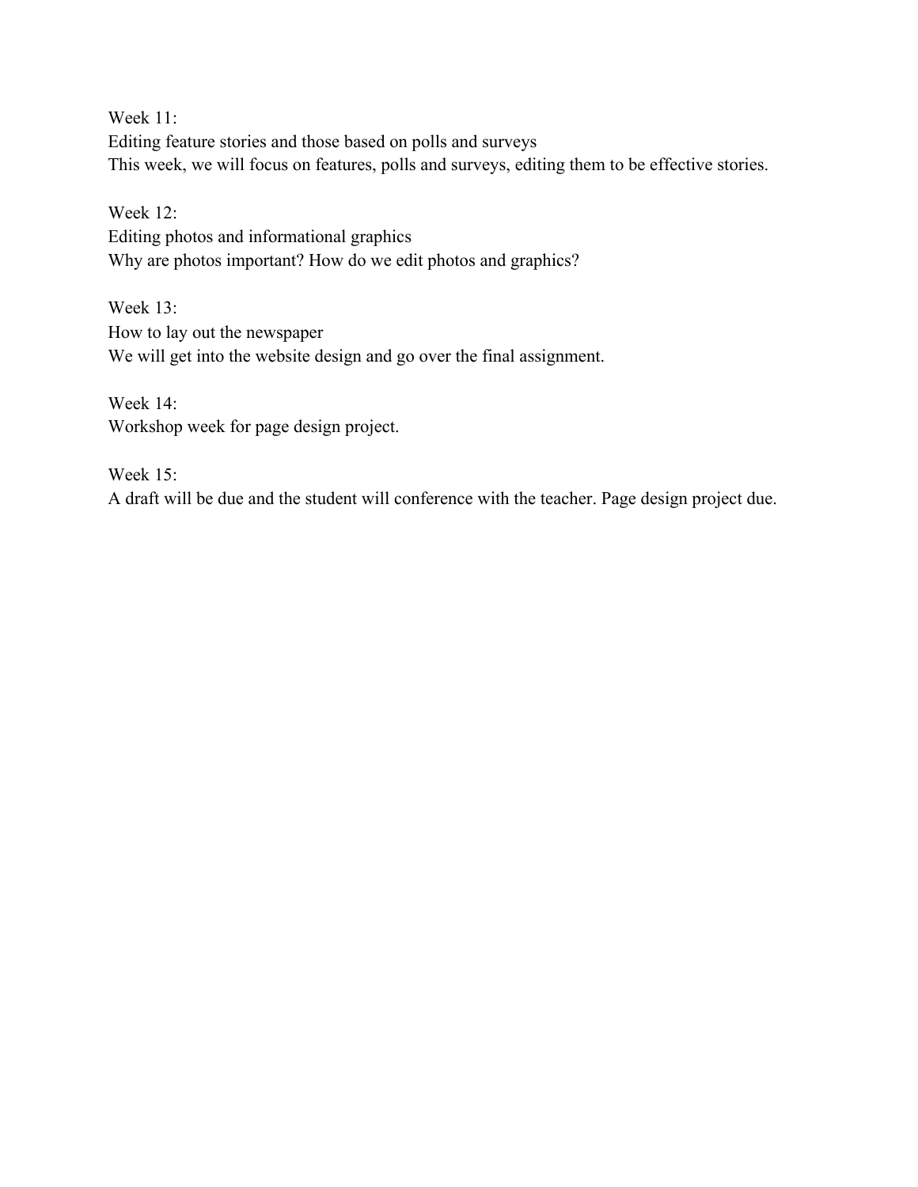Week 11:
Editing feature stories and those based on polls and surveys
This week, we will focus on features, polls and surveys, editing them to be effective stories.

Week 12:
Editing photos and informational graphics
Why are photos important? How do we edit photos and graphics?

Week 13:
How to lay out the newspaper
We will get into the website design and go over the final assignment.

Week 14:
Workshop week for page design project.

Week 15:
A draft will be due and the student will conference with the teacher. Page design project due.